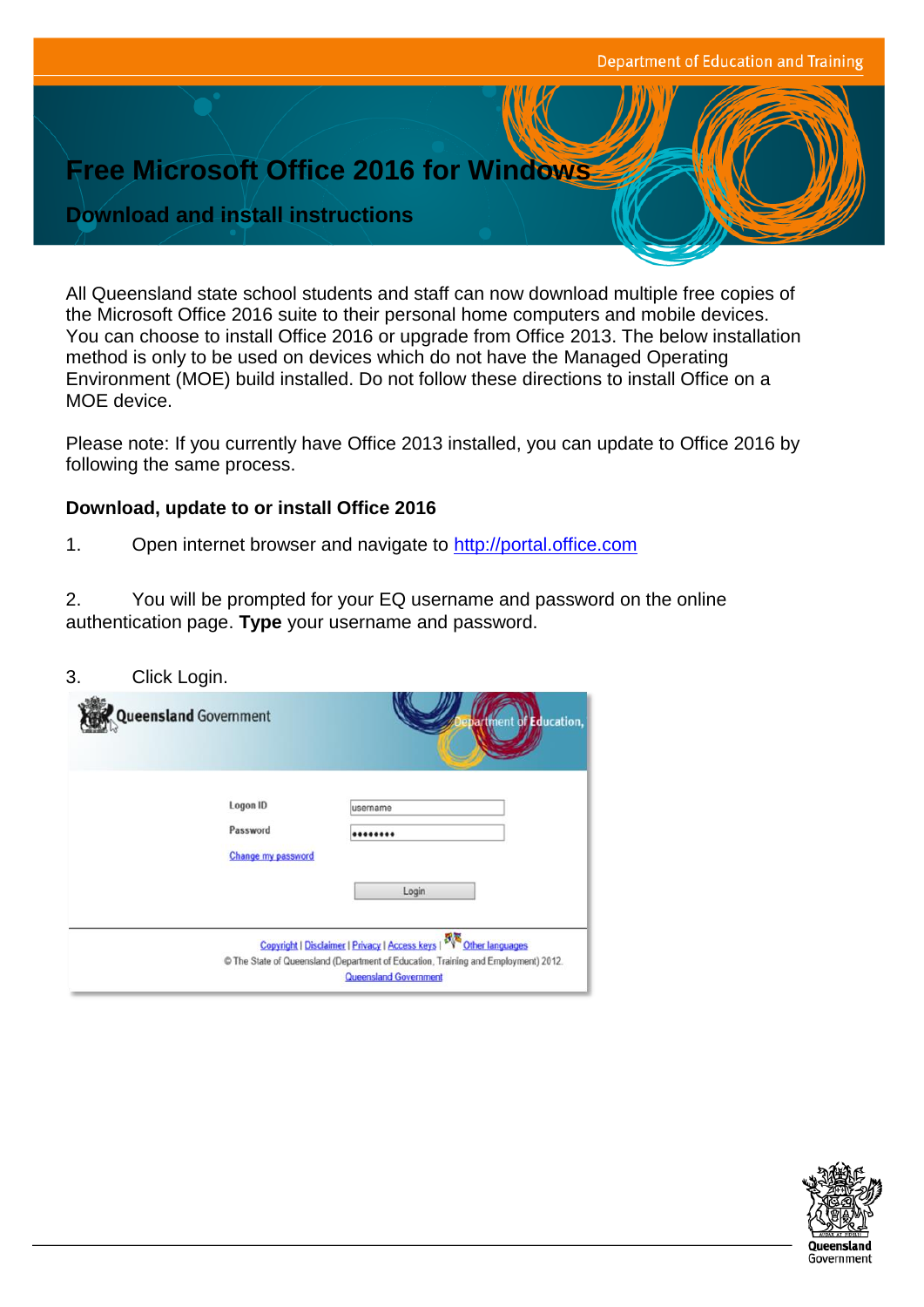# Free Microsoft Office 2016 for Windows

## Download and install instructions

All Queensland state school students and staff can now download multiple free copies of the Microsoft Office 2016 suite to their personal home computers and mobile devices. You can choose to install Office 2016 or upgrade from Office 2013. The below installation method is only to be used on devices which do not have the Managed Operating Environment (MOE) build installed. Do not follow these directions to install Office on a MOE device.

Please note: If you currently have Office 2013 installed, you can update to Office 2016 by following the same process.

### Download, update to or install Office 2016

1. Open internet browser and navigate to http://portal.office.com

2. You will be prompted for your EQ username and password on the online authentication page. **Type** your username and password.

3. Click Login.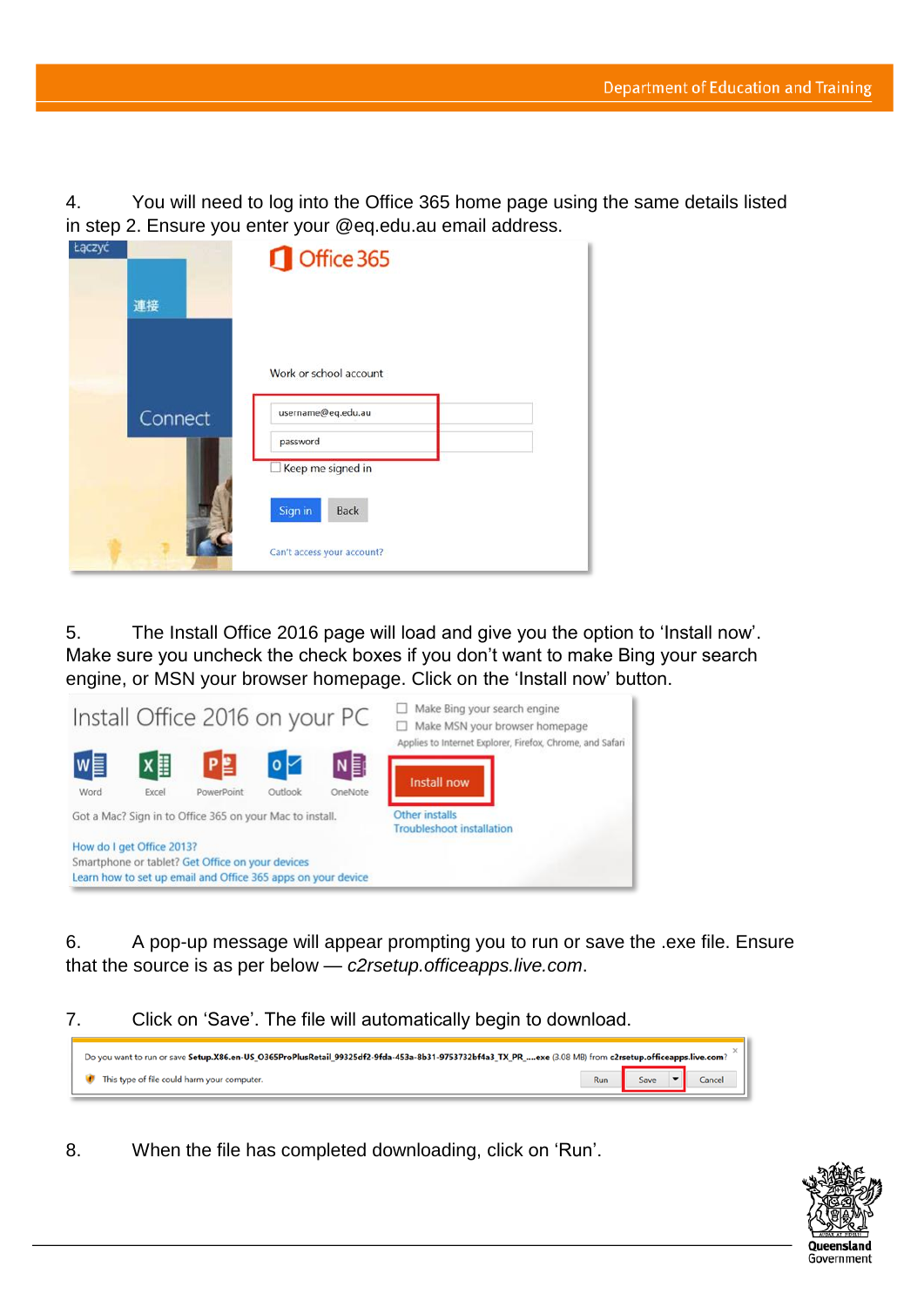4. You will need to log into the Office 365 home page using the same details listed in step 2. Ensure you enter your @eq.edu.au email address.

5. The Install Office 2016 page will load and give you the option to 'Install now'. Make sure you uncheck the check boxes if you don't want to make Bing your search engine, or MSN your browser homepage. Click on the 'Install now' button.

6. A pop-up message will appear prompting you to run or save the .exe file. Ensure that the source is as per below — *c2rsetup.officeapps.live.com*.

7. Click on 'Save'. The file will automatically begin to download.

8. When the file has completed downloading, click on 'Run'.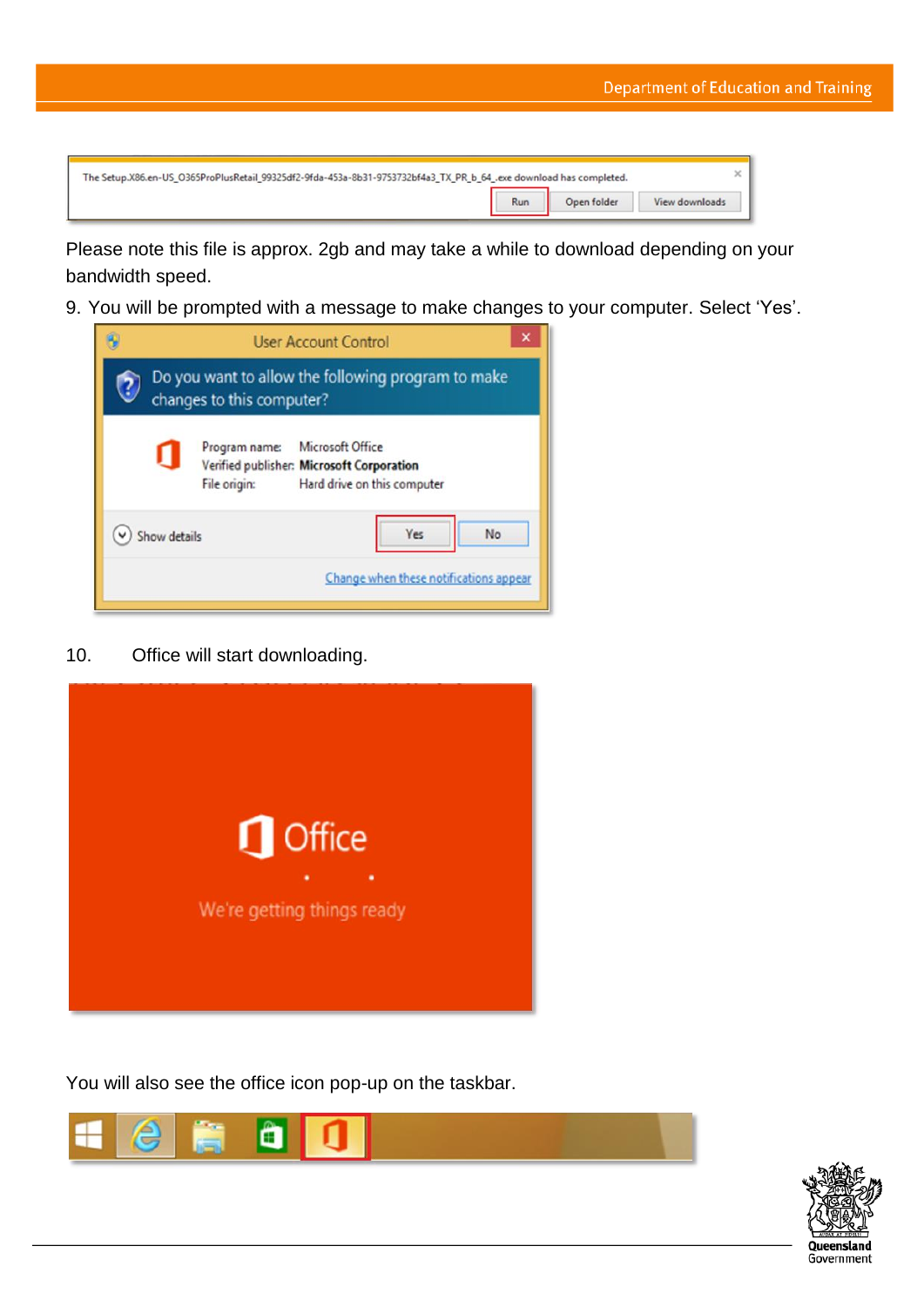Please note this file is approx. 2gb and may take a while to download depending on your bandwidth speed.

9. You will be prompted with a message to make changes to your computer. Select ‘Yes’.

10. Office will start downloading.

You will also see the office icon pop-up on the taskbar.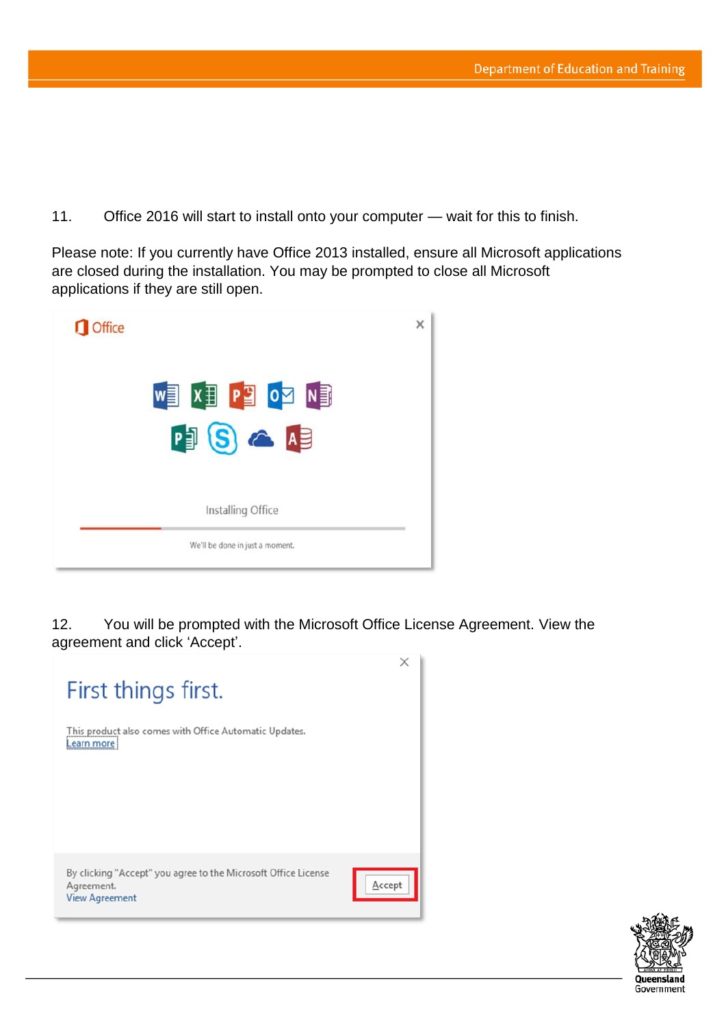11. Office 2016 will start to install onto your computer — wait for this to finish.

Please note: If you currently have Office 2013 installed, ensure all Microsoft applications are closed during the installation. You may be prompted to close all Microsoft applications if they are still open.

12. You will be prompted with the Microsoft Office License Agreement. View the agreement and click 'Accept'.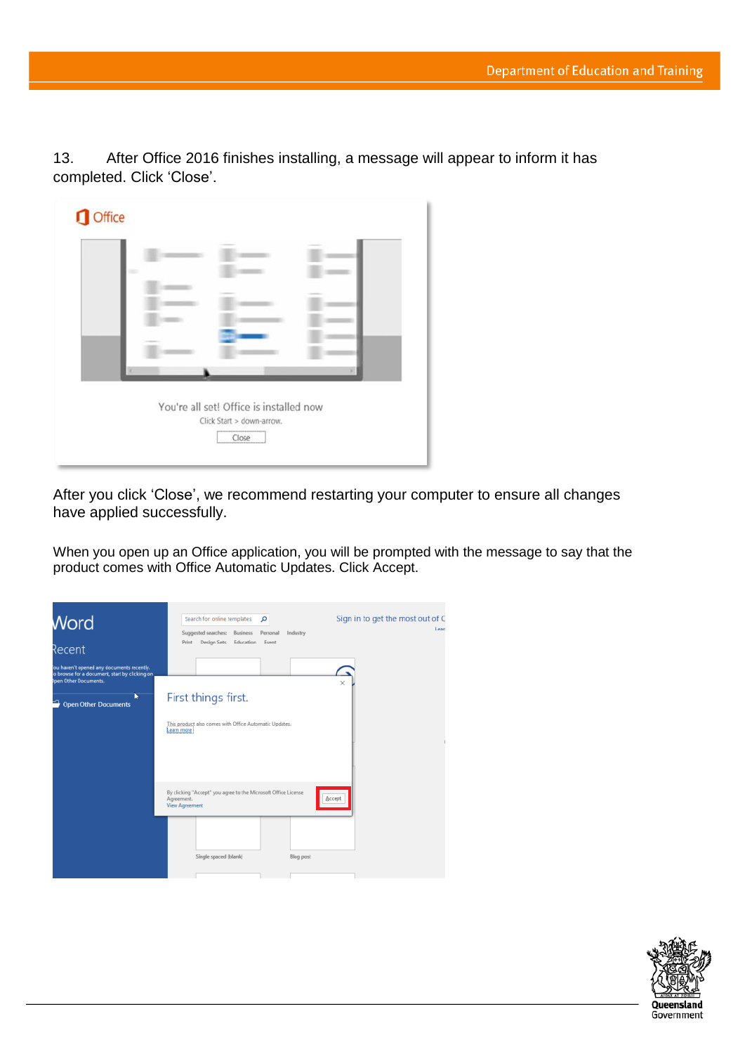13. After Office 2016 finishes installing, a message will appear to inform it has completed. Click ‘Close’.

After you click ‘Close’, we recommend restarting your computer to ensure all changes have applied successfully.

When you open up an Office application, you will be prompted with the message to say that the product comes with Office Automatic Updates. Click Accept.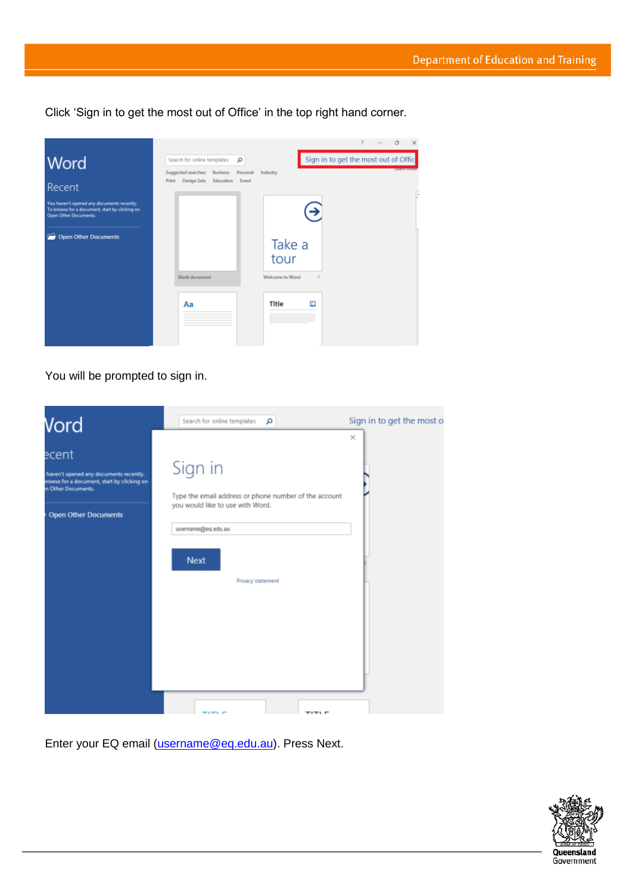Click ‘Sign in to get the most out of Office’ in the top right hand corner.

You will be prompted to sign in.

Enter your EQ email (username@eq.edu.au). Press Next.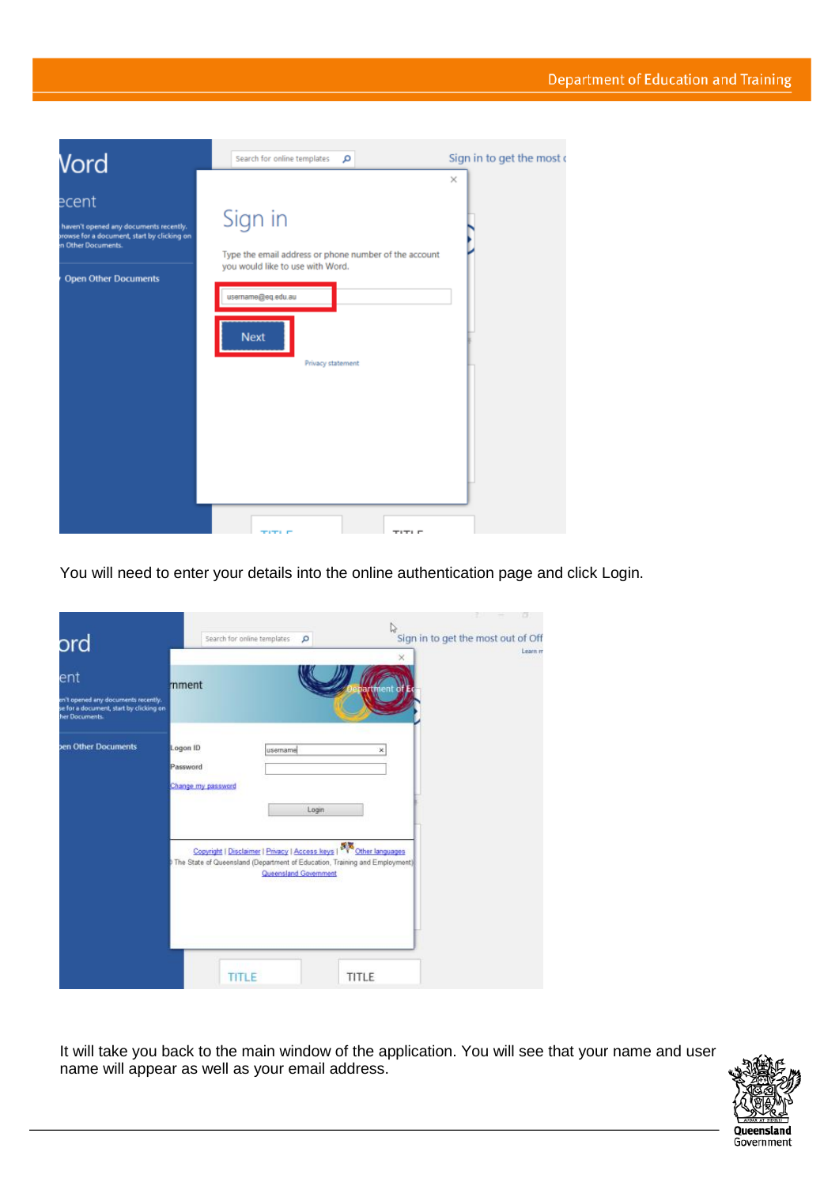You will need to enter your details into the online authentication page and click Login.

It will take you back to the main window of the application. You will see that your name and user name will appear as well as your email address.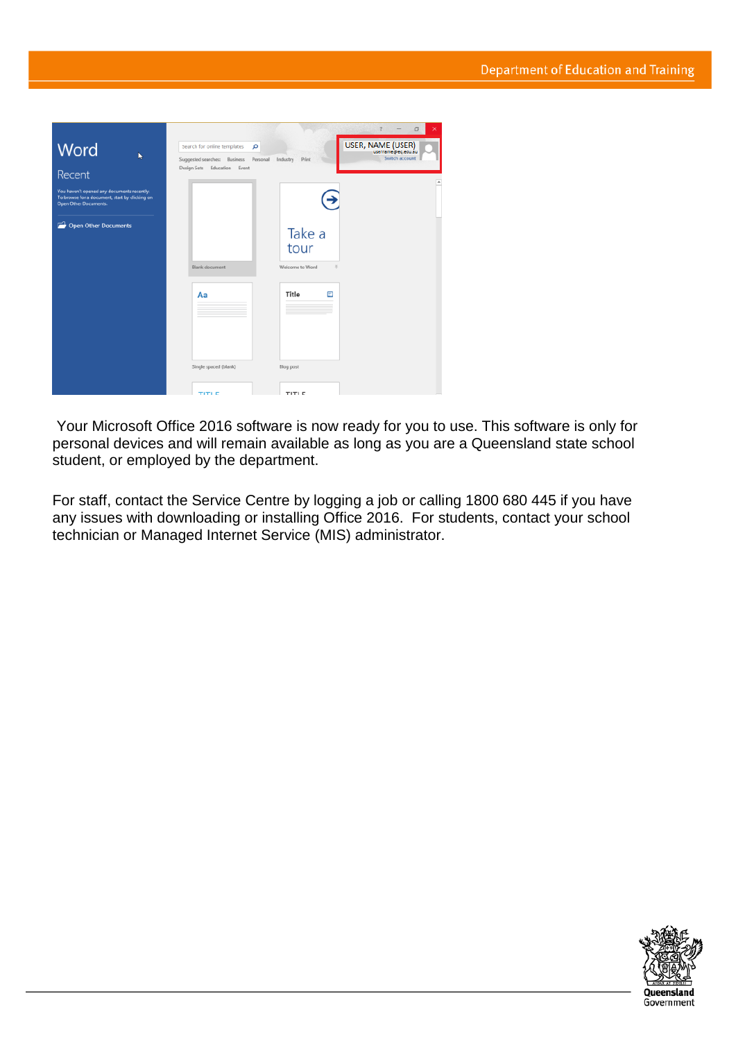Your Microsoft Office 2016 software is now ready for you to use. This software is only for personal devices and will remain available as long as you are a Queensland state school student, or employed by the department.

For staff, contact the Service Centre by logging a job or calling 1800 680 445 if you have any issues with downloading or installing Office 2016. For students, contact your school technician or Managed Internet Service (MIS) administrator.